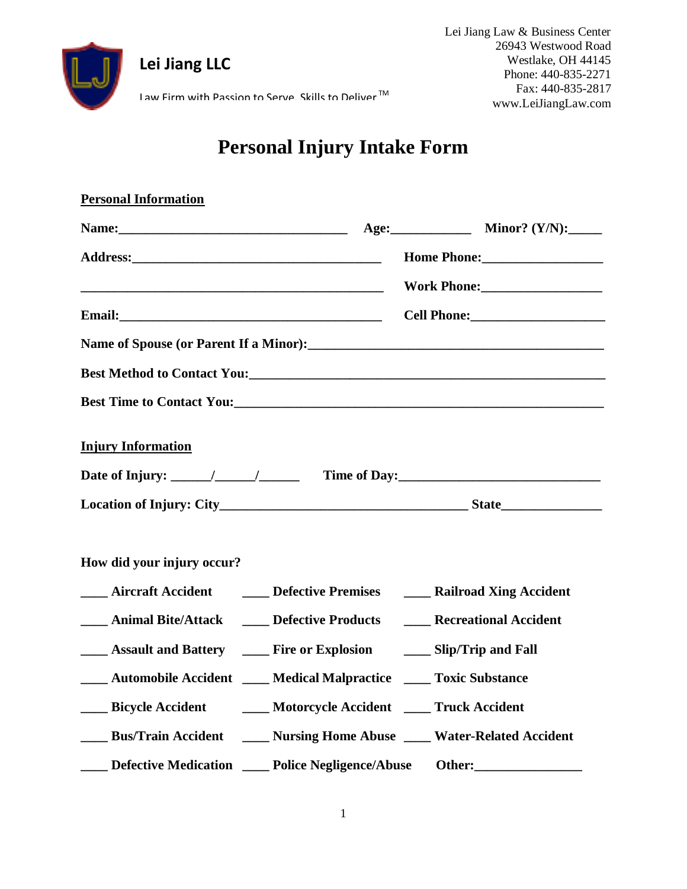**Lei Jiang LLC**

Law Firm with Passion to Serve. Skills to Deliver™

Lei Jiang Law & Business Center
26943 Westwood Road
Westlake, OH 44145
Phone: 440-835-2271
Fax: 440-835-2817
www.LeiJiangLaw.com

# Personal Injury Intake Form

## Personal Information

**Name:**___________________________________ **Age:**____________ **Minor? (Y/N):**_____

**Address:**______________________________________ **Home Phone:**__________________

_______________________________________________ **Work Phone:**__________________

**Email:**________________________________________ **Cell Phone:**____________________

**Name of Spouse (or Parent If a Minor):**_____________________________________________

**Best Method to Contact You:**_____________________________________________________

**Best Time to Contact You:**_______________________________________________________

## Injury Information

**Date of Injury:** ______/______/______ **Time of Day:**______________________________

**Location of Injury: City**_____________________________________ **State**_______________

**How did your injury occur?**

____ **Aircraft Accident** ____ **Defective Premises** ____ **Railroad Xing Accident**

____ **Animal Bite/Attack** ____ **Defective Products** ____ **Recreational Accident**

____ **Assault and Battery** ____ **Fire or Explosion** ____ **Slip/Trip and Fall**

____ **Automobile Accident** ____ **Medical Malpractice** ____ **Toxic Substance**

____ **Bicycle Accident** ____ **Motorcycle Accident** ____ **Truck Accident**

____ **Bus/Train Accident** ____ **Nursing Home Abuse** ____ **Water-Related Accident**

____ **Defective Medication** ____ **Police Negligence/Abuse** **Other:**________________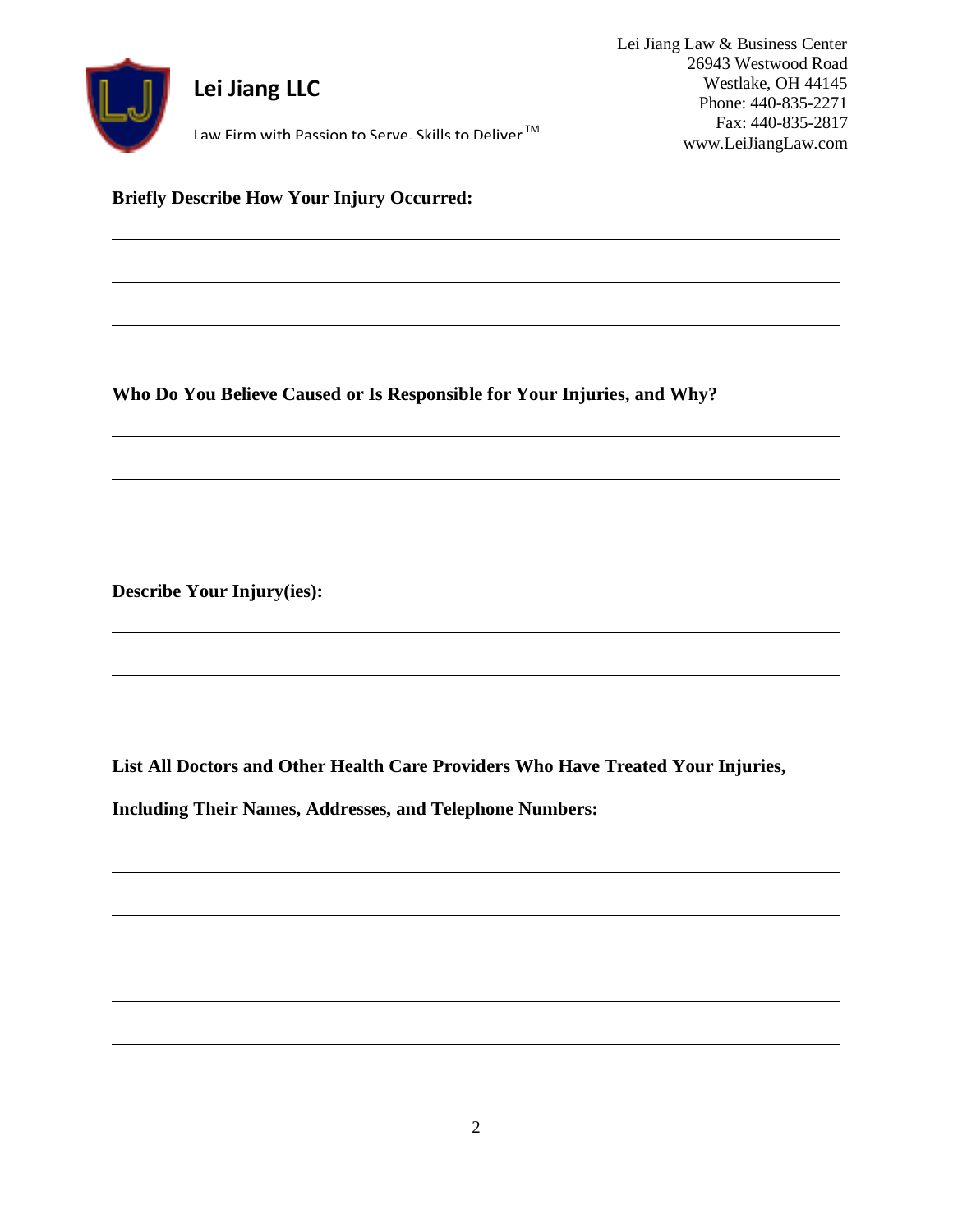**Lei Jiang LLC**

Law Firm with Passion to Serve, Skills to Deliver™

Lei Jiang Law & Business Center
26943 Westwood Road
Westlake, OH 44145
Phone: 440-835-2271
Fax: 440-835-2817
www.LeiJiangLaw.com

**Briefly Describe How Your Injury Occurred:**

___

___

___

**Who Do You Believe Caused or Is Responsible for Your Injuries, and Why?**

___

___

___

**Describe Your Injury(ies):**

___

___

___

**List All Doctors and Other Health Care Providers Who Have Treated Your Injuries, Including Their Names, Addresses, and Telephone Numbers:**

___

___

___

___

___

___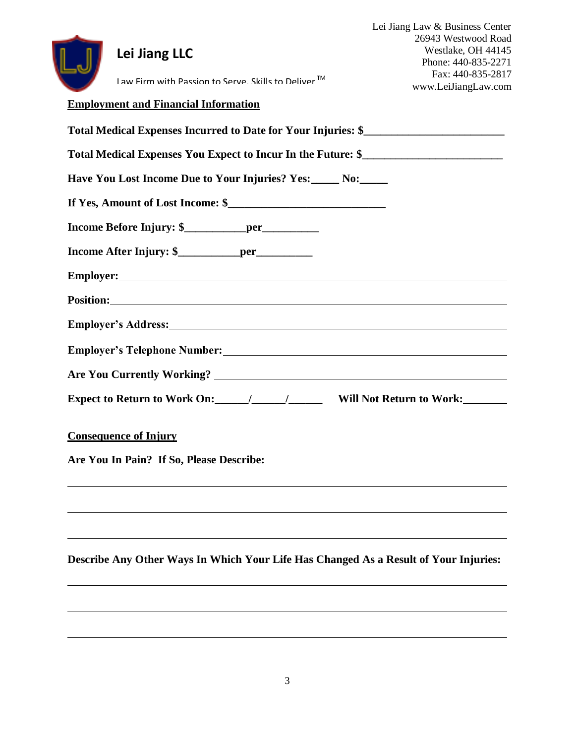**Lei Jiang LLC**

Law Firm with Passion to Serve, Skills to Deliver™

Lei Jiang Law & Business Center
26943 Westwood Road
Westlake, OH 44145
Phone: 440-835-2271
Fax: 440-835-2817
www.LeiJiangLaw.com

**Employment and Financial Information**

**Total Medical Expenses Incurred to Date for Your Injuries: $________________________**

**Total Medical Expenses You Expect to Incur In the Future: $________________________**

**Have You Lost Income Due to Your Injuries? Yes:_____ No:_____**

**If Yes, Amount of Lost Income: $___________________________**

**Income Before Injury: $__________per_________**

**Income After Injury: $__________per_________**

**Employer:**___________________________________________________________

**Position:**___________________________________________________________

**Employer's Address:**___________________________________________________

**Employer's Telephone Number:**___________________________________________

**Are You Currently Working?** ____________________________________________

**Expect to Return to Work On:_____/_____/_____ Will Not Return to Work:_______**

**Consequence of Injury**

**Are You In Pain? If So, Please Describe:**

_______________________________________________________________________

_______________________________________________________________________

_______________________________________________________________________

**Describe Any Other Ways In Which Your Life Has Changed As a Result of Your Injuries:**

_______________________________________________________________________

_______________________________________________________________________

_______________________________________________________________________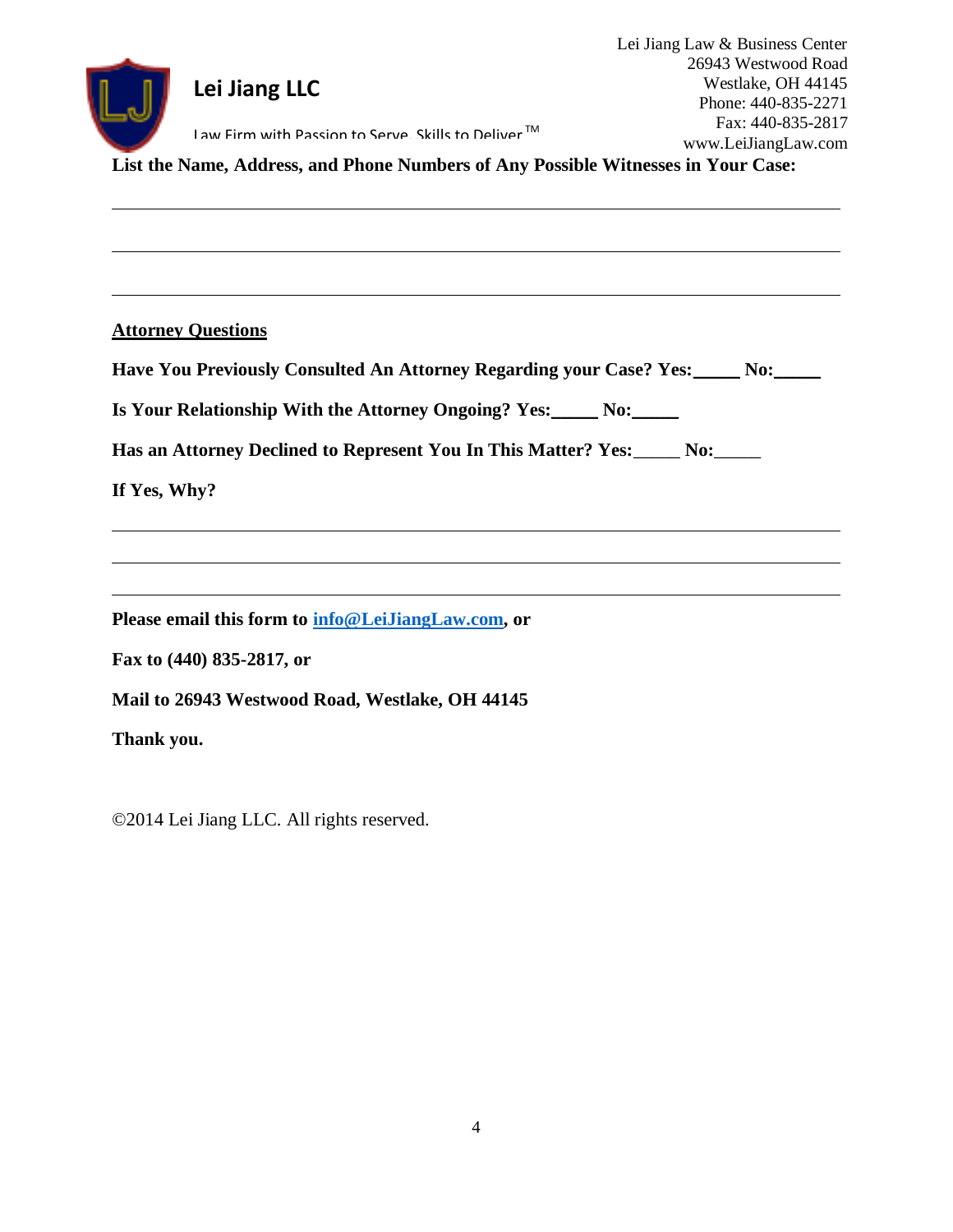**List the Name, Address, and Phone Numbers of Any Possible Witnesses in Your Case:**

______________________________________________________________________________

______________________________________________________________________________

______________________________________________________________________________

**<u>Attorney Questions</u>**

**Have You Previously Consulted An Attorney Regarding your Case? Yes:_____ No:_____**

**Is Your Relationship With the Attorney Ongoing? Yes:_____ No:_____**

**Has an Attorney Declined to Represent You In This Matter? Yes:_____ No:_____**

**If Yes, Why?**

______________________________________________________________________________

______________________________________________________________________________

______________________________________________________________________________

**Please email this form to [info@LeiJiangLaw.com](mailto:info@LeiJiangLaw.com), or**

**Fax to (440) 835-2817, or**

**Mail to 26943 Westwood Road, Westlake, OH 44145**

**Thank you.**

©2014 Lei Jiang LLC. All rights reserved.